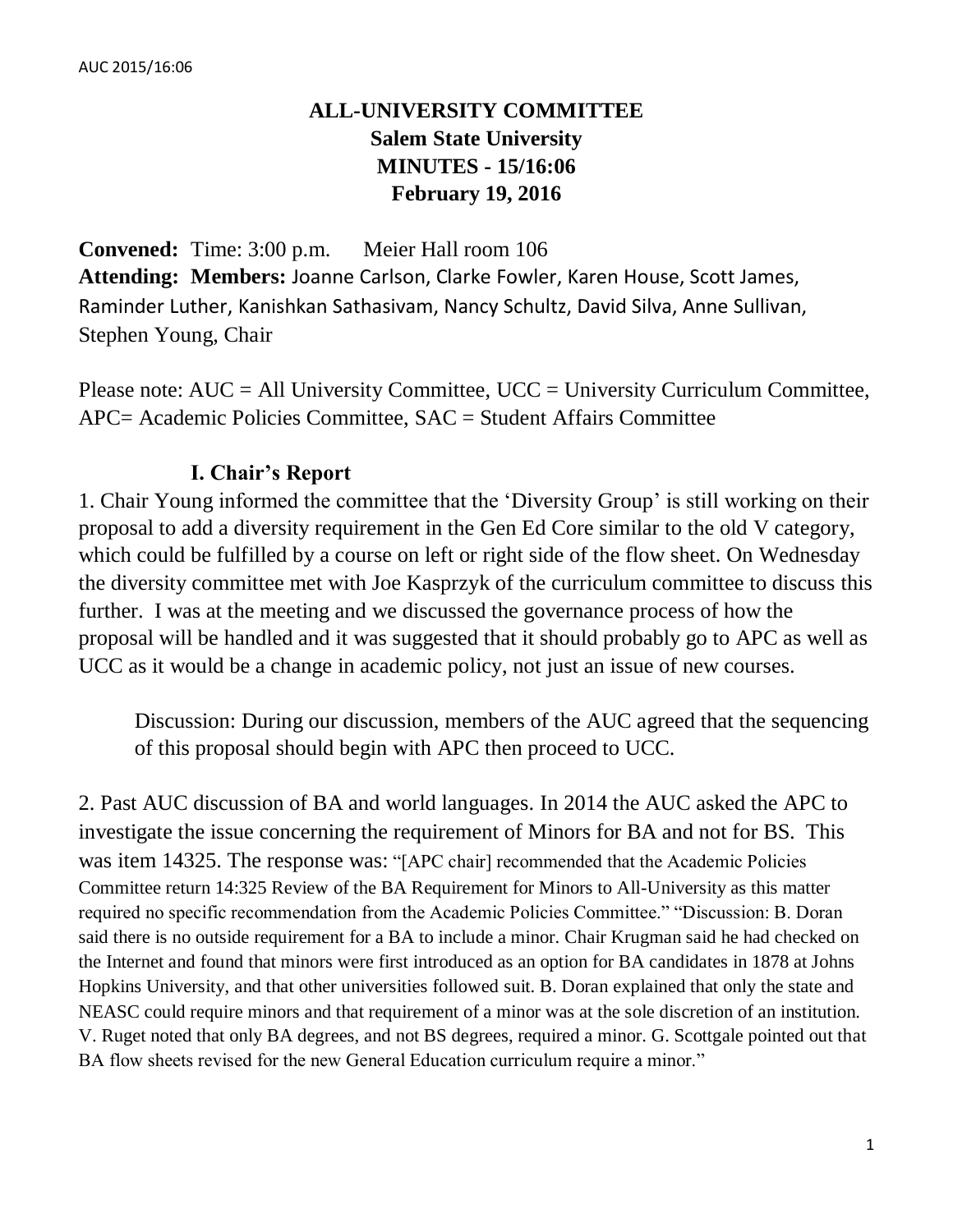# ALL-UNIVERSITY COMMITTEE
## Salem State University
## MINUTES - 15/16:06
## February 19, 2016

**Convened:** Time: 3:00 p.m. Meier Hall room 106

**Attending:** **Members:** Joanne Carlson, Clarke Fowler, Karen House, Scott James, Raminder Luther, Kanishkan Sathasivam, Nancy Schultz, David Silva, Anne Sullivan, Stephen Young, Chair

Please note: AUC = All University Committee, UCC = University Curriculum Committee, APC= Academic Policies Committee, SAC = Student Affairs Committee

### I. Chair's Report

1. Chair Young informed the committee that the 'Diversity Group' is still working on their proposal to add a diversity requirement in the Gen Ed Core similar to the old V category, which could be fulfilled by a course on left or right side of the flow sheet. On Wednesday the diversity committee met with Joe Kasprzyk of the curriculum committee to discuss this further. I was at the meeting and we discussed the governance process of how the proposal will be handled and it was suggested that it should probably go to APC as well as UCC as it would be a change in academic policy, not just an issue of new courses.

   Discussion: During our discussion, members of the AUC agreed that the sequencing of this proposal should begin with APC then proceed to UCC.

2. Past AUC discussion of BA and world languages. In 2014 the AUC asked the APC to investigate the issue concerning the requirement of Minors for BA and not for BS. This was item 14325. The response was: "[APC chair] recommended that the Academic Policies Committee return 14:325 Review of the BA Requirement for Minors to All-University as this matter required no specific recommendation from the Academic Policies Committee." "Discussion: B. Doran said there is no outside requirement for a BA to include a minor. Chair Krugman said he had checked on the Internet and found that minors were first introduced as an option for BA candidates in 1878 at Johns Hopkins University, and that other universities followed suit. B. Doran explained that only the state and NEASC could require minors and that requirement of a minor was at the sole discretion of an institution. V. Ruget noted that only BA degrees, and not BS degrees, required a minor. G. Scottgale pointed out that BA flow sheets revised for the new General Education curriculum require a minor."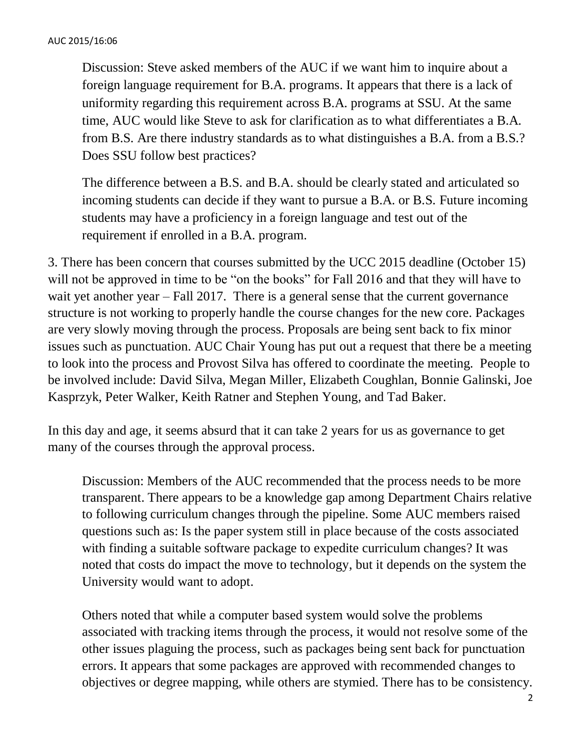Discussion: Steve asked members of the AUC if we want him to inquire about a foreign language requirement for B.A. programs. It appears that there is a lack of uniformity regarding this requirement across B.A. programs at SSU. At the same time, AUC would like Steve to ask for clarification as to what differentiates a B.A. from B.S. Are there industry standards as to what distinguishes a B.A. from a B.S.? Does SSU follow best practices?

The difference between a B.S. and B.A. should be clearly stated and articulated so incoming students can decide if they want to pursue a B.A. or B.S. Future incoming students may have a proficiency in a foreign language and test out of the requirement if enrolled in a B.A. program.

3. There has been concern that courses submitted by the UCC 2015 deadline (October 15) will not be approved in time to be "on the books" for Fall 2016 and that they will have to wait yet another year – Fall 2017. There is a general sense that the current governance structure is not working to properly handle the course changes for the new core. Packages are very slowly moving through the process. Proposals are being sent back to fix minor issues such as punctuation. AUC Chair Young has put out a request that there be a meeting to look into the process and Provost Silva has offered to coordinate the meeting. People to be involved include: David Silva, Megan Miller, Elizabeth Coughlan, Bonnie Galinski, Joe Kasprzyk, Peter Walker, Keith Ratner and Stephen Young, and Tad Baker.

In this day and age, it seems absurd that it can take 2 years for us as governance to get many of the courses through the approval process.

Discussion: Members of the AUC recommended that the process needs to be more transparent. There appears to be a knowledge gap among Department Chairs relative to following curriculum changes through the pipeline. Some AUC members raised questions such as: Is the paper system still in place because of the costs associated with finding a suitable software package to expedite curriculum changes? It was noted that costs do impact the move to technology, but it depends on the system the University would want to adopt.

Others noted that while a computer based system would solve the problems associated with tracking items through the process, it would not resolve some of the other issues plaguing the process, such as packages being sent back for punctuation errors. It appears that some packages are approved with recommended changes to objectives or degree mapping, while others are stymied. There has to be consistency.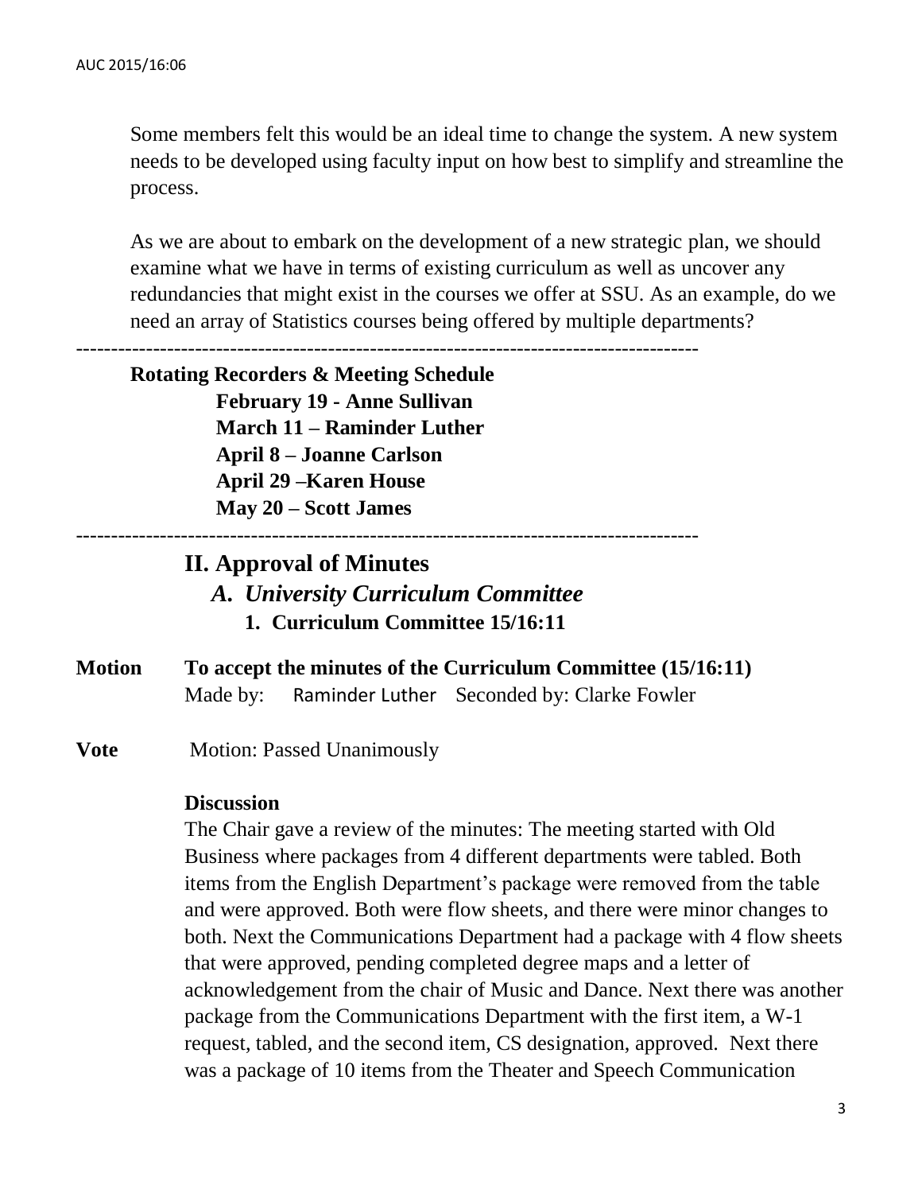Some members felt this would be an ideal time to change the system. A new system needs to be developed using faculty input on how best to simplify and streamline the process.

As we are about to embark on the development of a new strategic plan, we should examine what we have in terms of existing curriculum as well as uncover any redundancies that might exist in the courses we offer at SSU. As an example, do we need an array of Statistics courses being offered by multiple departments?

---

**Rotating Recorders & Meeting Schedule**

**February 19 - Anne Sullivan**
**March 11 – Raminder Luther**
**April 8 – Joanne Carlson**
**April 29 –Karen House**
**May 20 – Scott James**

---

## II. Approval of Minutes

### *A. University Curriculum Committee*

**1. Curriculum Committee 15/16:11**

**Motion** **To accept the minutes of the Curriculum Committee (15/16:11)**
Made by: Raminder Luther Seconded by: Clarke Fowler

**Vote** Motion: Passed Unanimously

**Discussion**

The Chair gave a review of the minutes: The meeting started with Old Business where packages from 4 different departments were tabled. Both items from the English Department's package were removed from the table and were approved. Both were flow sheets, and there were minor changes to both. Next the Communications Department had a package with 4 flow sheets that were approved, pending completed degree maps and a letter of acknowledgement from the chair of Music and Dance. Next there was another package from the Communications Department with the first item, a W-1 request, tabled, and the second item, CS designation, approved. Next there was a package of 10 items from the Theater and Speech Communication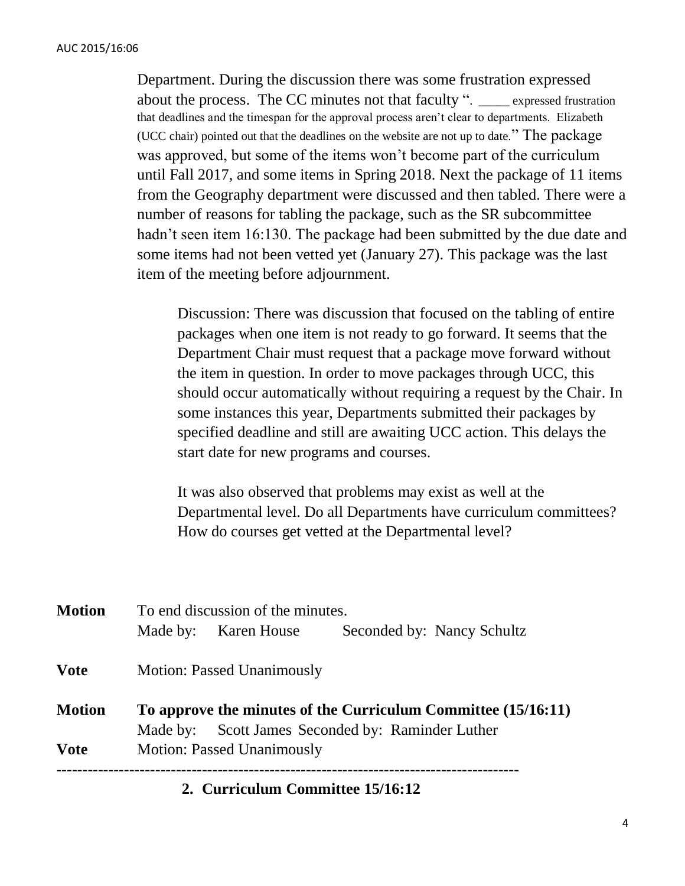Department. During the discussion there was some frustration expressed about the process. The CC minutes not that faculty ". _____ expressed frustration that deadlines and the timespan for the approval process aren't clear to departments. Elizabeth (UCC chair) pointed out that the deadlines on the website are not up to date." The package was approved, but some of the items won't become part of the curriculum until Fall 2017, and some items in Spring 2018. Next the package of 11 items from the Geography department were discussed and then tabled. There were a number of reasons for tabling the package, such as the SR subcommittee hadn't seen item 16:130. The package had been submitted by the due date and some items had not been vetted yet (January 27). This package was the last item of the meeting before adjournment.

> Discussion: There was discussion that focused on the tabling of entire packages when one item is not ready to go forward. It seems that the Department Chair must request that a package move forward without the item in question. In order to move packages through UCC, this should occur automatically without requiring a request by the Chair. In some instances this year, Departments submitted their packages by specified deadline and still are awaiting UCC action. This delays the start date for new programs and courses.
>
> It was also observed that problems may exist as well at the Departmental level. Do all Departments have curriculum committees? How do courses get vetted at the Departmental level?

**Motion** To end discussion of the minutes.
Made by: Karen House Seconded by: Nancy Schultz

**Vote** Motion: Passed Unanimously

**Motion** **To approve the minutes of the Curriculum Committee (15/16:11)**
Made by: Scott James Seconded by: Raminder Luther

**Vote** Motion: Passed Unanimously

---

## 2. Curriculum Committee 15/16:12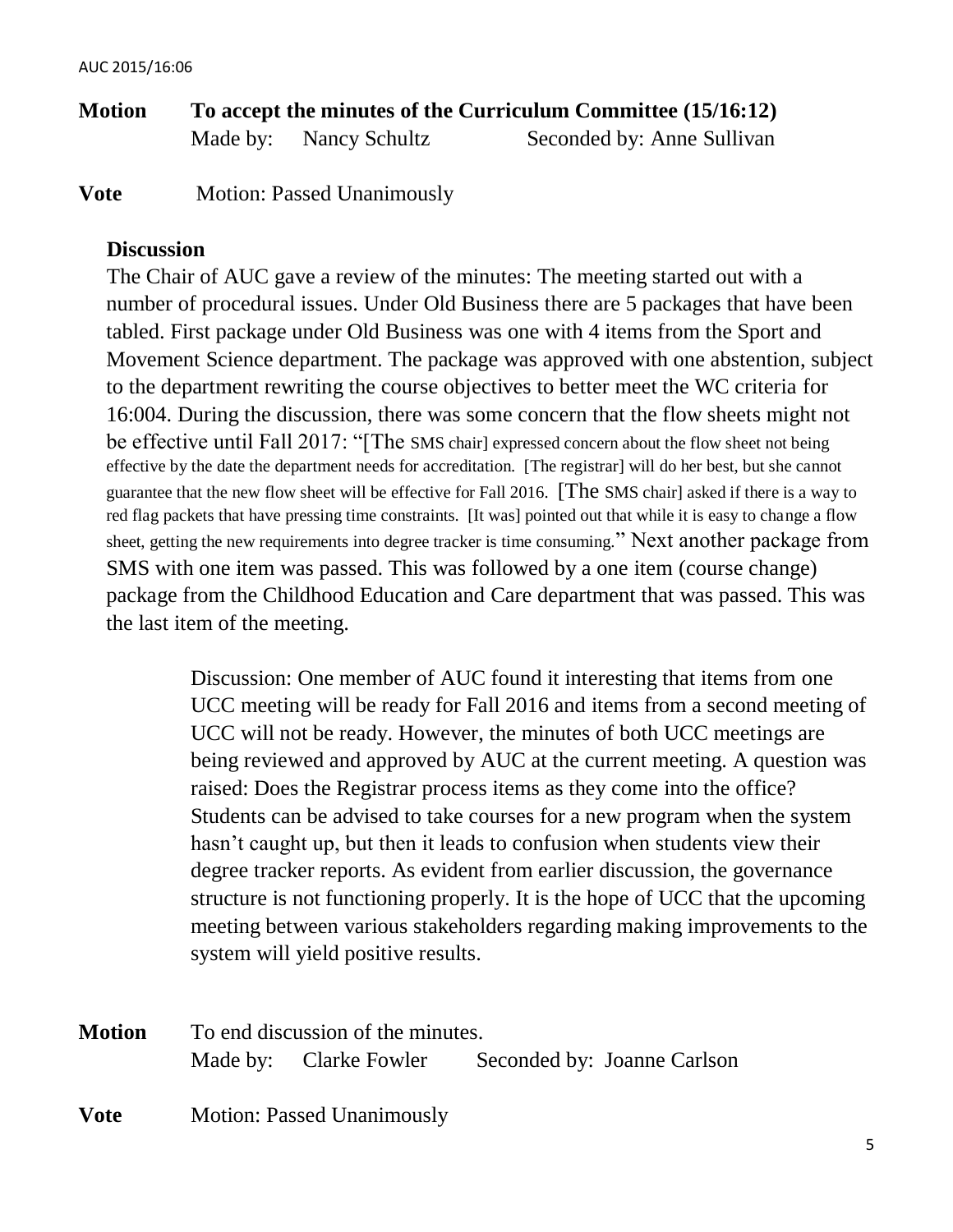**Motion** **To accept the minutes of the Curriculum Committee (15/16:12)**
Made by: Nancy Schultz Seconded by: Anne Sullivan

**Vote** Motion: Passed Unanimously

**Discussion**

The Chair of AUC gave a review of the minutes: The meeting started out with a number of procedural issues. Under Old Business there are 5 packages that have been tabled. First package under Old Business was one with 4 items from the Sport and Movement Science department. The package was approved with one abstention, subject to the department rewriting the course objectives to better meet the WC criteria for 16:004. During the discussion, there was some concern that the flow sheets might not be effective until Fall 2017: "[The SMS chair] expressed concern about the flow sheet not being effective by the date the department needs for accreditation. [The registrar] will do her best, but she cannot guarantee that the new flow sheet will be effective for Fall 2016. [The SMS chair] asked if there is a way to red flag packets that have pressing time constraints. [It was] pointed out that while it is easy to change a flow sheet, getting the new requirements into degree tracker is time consuming." Next another package from SMS with one item was passed. This was followed by a one item (course change) package from the Childhood Education and Care department that was passed. This was the last item of the meeting.

Discussion: One member of AUC found it interesting that items from one UCC meeting will be ready for Fall 2016 and items from a second meeting of UCC will not be ready. However, the minutes of both UCC meetings are being reviewed and approved by AUC at the current meeting. A question was raised: Does the Registrar process items as they come into the office? Students can be advised to take courses for a new program when the system hasn't caught up, but then it leads to confusion when students view their degree tracker reports. As evident from earlier discussion, the governance structure is not functioning properly. It is the hope of UCC that the upcoming meeting between various stakeholders regarding making improvements to the system will yield positive results.

**Motion** To end discussion of the minutes.
Made by: Clarke Fowler Seconded by: Joanne Carlson

**Vote** Motion: Passed Unanimously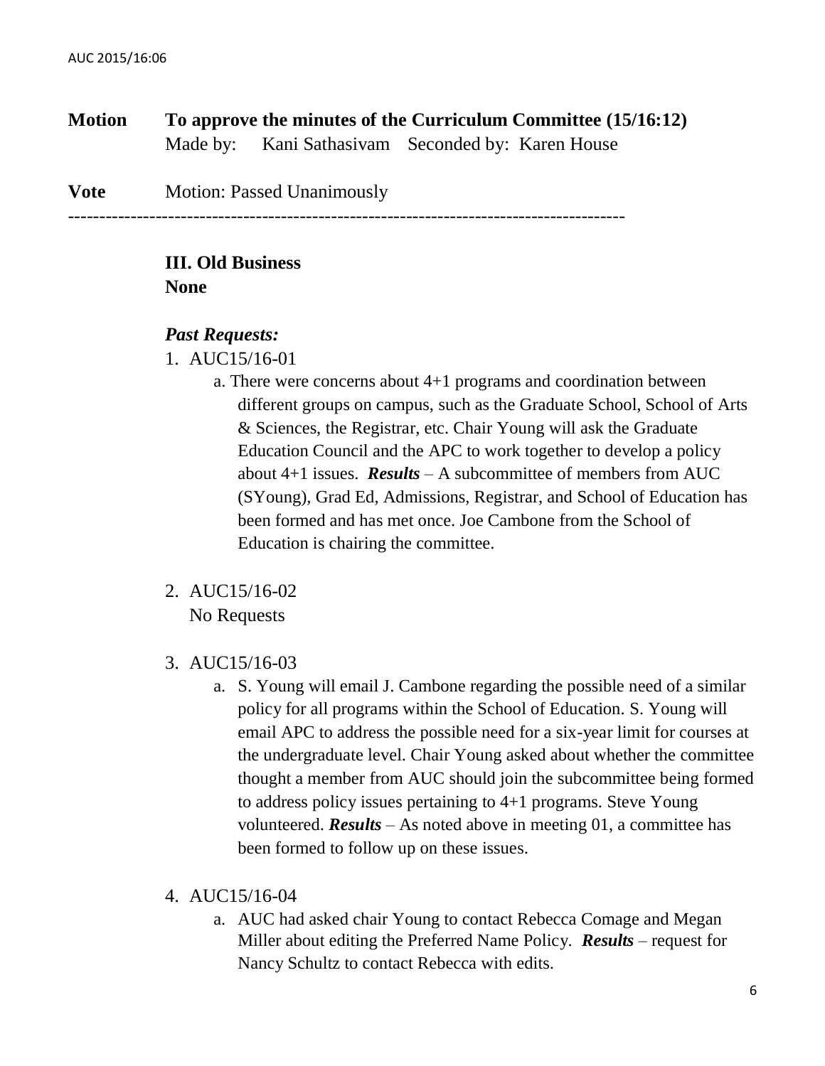**Motion** **To approve the minutes of the Curriculum Committee (15/16:12)**
Made by: Kani Sathasivam Seconded by: Karen House

**Vote** Motion: Passed Unanimously

---

**III. Old Business**
**None**

***Past Requests:***

1. AUC15/16-01
   a. There were concerns about 4+1 programs and coordination between different groups on campus, such as the Graduate School, School of Arts & Sciences, the Registrar, etc. Chair Young will ask the Graduate Education Council and the APC to work together to develop a policy about 4+1 issues. ***Results*** – A subcommittee of members from AUC (SYoung), Grad Ed, Admissions, Registrar, and School of Education has been formed and has met once. Joe Cambone from the School of Education is chairing the committee.

2. AUC15/16-02
   No Requests

3. AUC15/16-03
   a. S. Young will email J. Cambone regarding the possible need of a similar policy for all programs within the School of Education. S. Young will email APC to address the possible need for a six-year limit for courses at the undergraduate level. Chair Young asked about whether the committee thought a member from AUC should join the subcommittee being formed to address policy issues pertaining to 4+1 programs. Steve Young volunteered. ***Results*** – As noted above in meeting 01, a committee has been formed to follow up on these issues.

4. AUC15/16-04
   a. AUC had asked chair Young to contact Rebecca Comage and Megan Miller about editing the Preferred Name Policy. ***Results*** – request for Nancy Schultz to contact Rebecca with edits.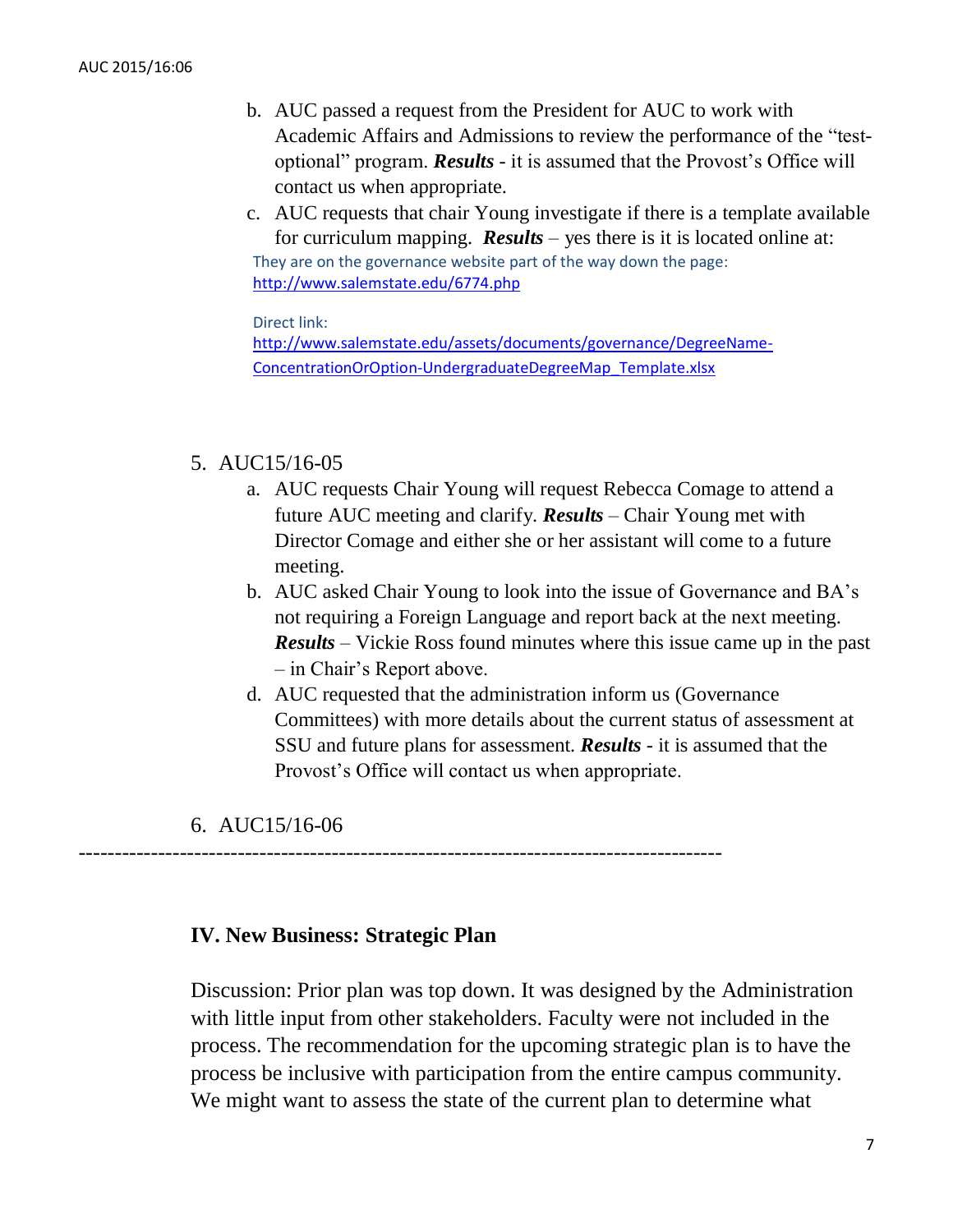b. AUC passed a request from the President for AUC to work with Academic Affairs and Admissions to review the performance of the “test-optional” program. ***Results*** - it is assumed that the Provost’s Office will contact us when appropriate.

c. AUC requests that chair Young investigate if there is a template available for curriculum mapping. ***Results*** – yes there is it is located online at:

They are on the governance website part of the way down the page:
http://www.salemstate.edu/6774.php

Direct link:
http://www.salemstate.edu/assets/documents/governance/DegreeName-ConcentrationOrOption-UndergraduateDegreeMap_Template.xlsx

5. AUC15/16-05
   a. AUC requests Chair Young will request Rebecca Comage to attend a future AUC meeting and clarify. ***Results*** – Chair Young met with Director Comage and either she or her assistant will come to a future meeting.
   b. AUC asked Chair Young to look into the issue of Governance and BA’s not requiring a Foreign Language and report back at the next meeting. ***Results*** – Vickie Ross found minutes where this issue came up in the past – in Chair’s Report above.
   d. AUC requested that the administration inform us (Governance Committees) with more details about the current status of assessment at SSU and future plans for assessment. ***Results*** - it is assumed that the Provost’s Office will contact us when appropriate.

6. AUC15/16-06

---

**IV. New Business: Strategic Plan**

Discussion: Prior plan was top down. It was designed by the Administration with little input from other stakeholders. Faculty were not included in the process. The recommendation for the upcoming strategic plan is to have the process be inclusive with participation from the entire campus community. We might want to assess the state of the current plan to determine what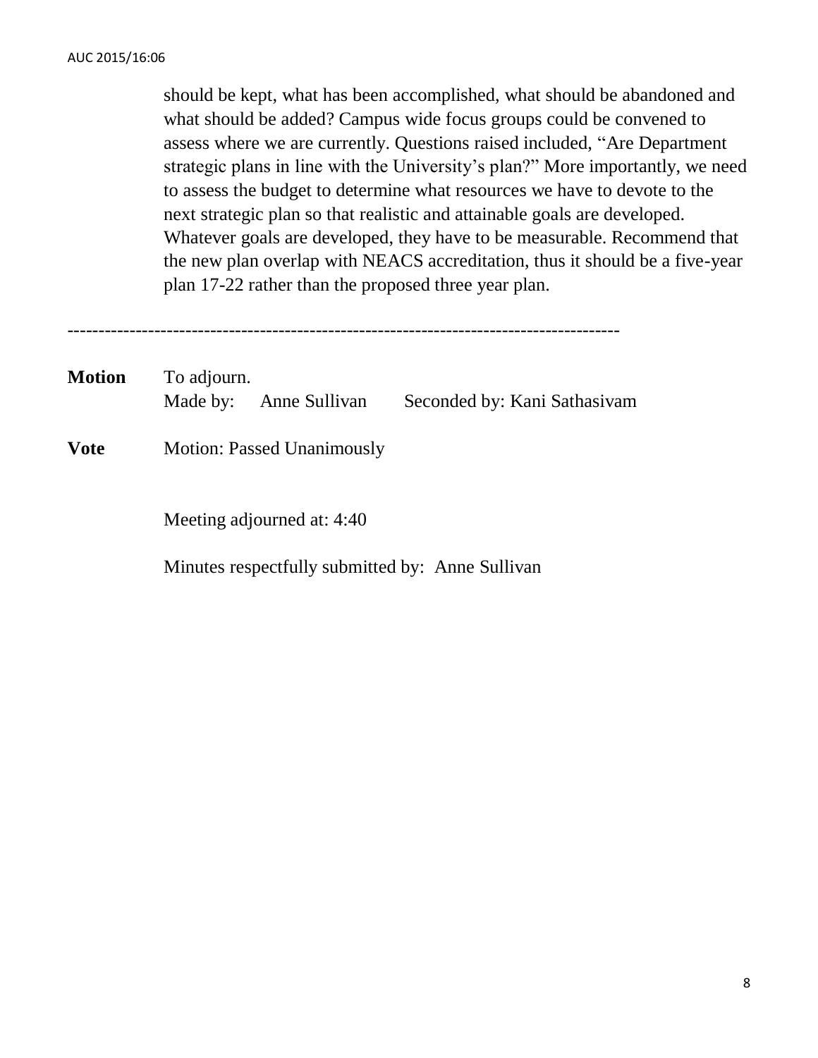should be kept, what has been accomplished, what should be abandoned and what should be added? Campus wide focus groups could be convened to assess where we are currently. Questions raised included, "Are Department strategic plans in line with the University's plan?" More importantly, we need to assess the budget to determine what resources we have to devote to the next strategic plan so that realistic and attainable goals are developed. Whatever goals are developed, they have to be measurable. Recommend that the new plan overlap with NEACS accreditation, thus it should be a five-year plan 17-22 rather than the proposed three year plan.

---

**Motion** To adjourn.
Made by: Anne Sullivan Seconded by: Kani Sathasivam

**Vote** Motion: Passed Unanimously

Meeting adjourned at: 4:40

Minutes respectfully submitted by: Anne Sullivan